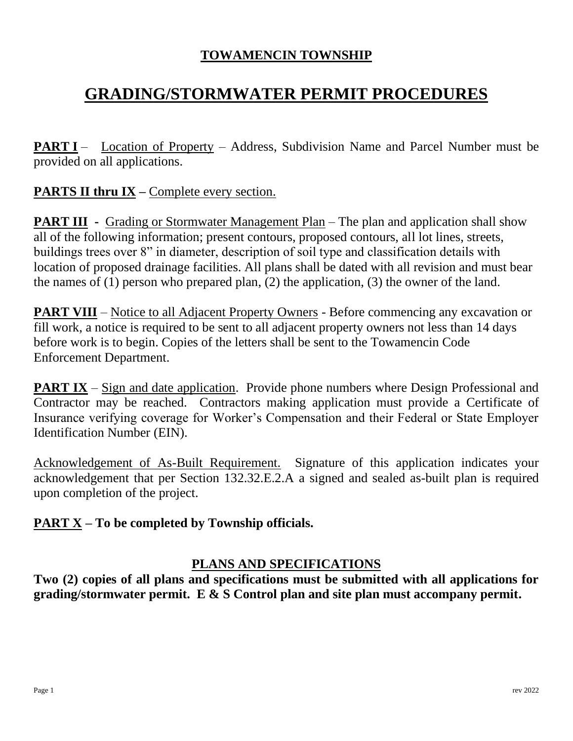# TOWAMENCIN TOWNSHIP

# GRADING/STORMWATER PERMIT PROCEDURES

**PART I** – Location of Property – Address, Subdivision Name and Parcel Number must be provided on all applications.

**PARTS II thru IX** – Complete every section.

**PART III** - Grading or Stormwater Management Plan – The plan and application shall show all of the following information; present contours, proposed contours, all lot lines, streets, buildings trees over 8" in diameter, description of soil type and classification details with location of proposed drainage facilities. All plans shall be dated with all revision and must bear the names of (1) person who prepared plan, (2) the application, (3) the owner of the land.

**PART VIII** – Notice to all Adjacent Property Owners - Before commencing any excavation or fill work, a notice is required to be sent to all adjacent property owners not less than 14 days before work is to begin. Copies of the letters shall be sent to the Towamencin Code Enforcement Department.

**PART IX** – Sign and date application. Provide phone numbers where Design Professional and Contractor may be reached. Contractors making application must provide a Certificate of Insurance verifying coverage for Worker's Compensation and their Federal or State Employer Identification Number (EIN).

Acknowledgement of As-Built Requirement. Signature of this application indicates your acknowledgement that per Section 132.32.E.2.A a signed and sealed as-built plan is required upon completion of the project.

**PART X – To be completed by Township officials.**

## PLANS AND SPECIFICATIONS

**Two (2) copies of all plans and specifications must be submitted with all applications for grading/stormwater permit. E & S Control plan and site plan must accompany permit.**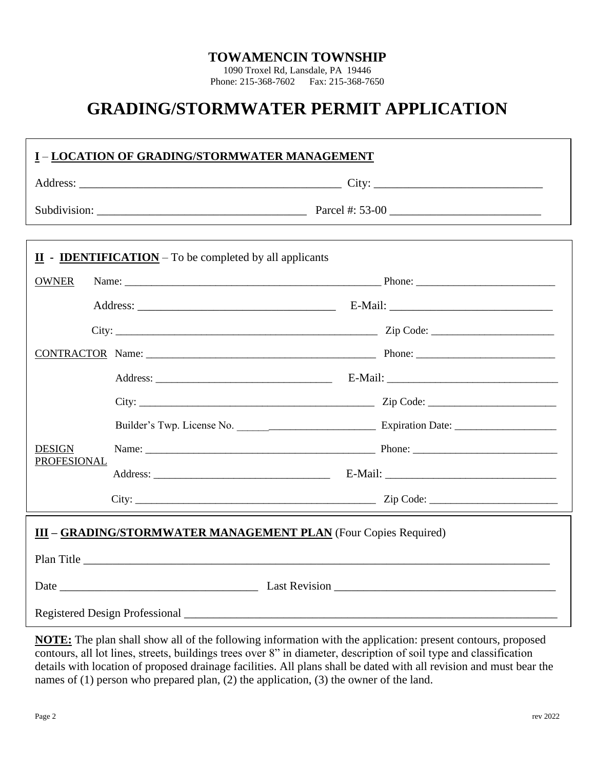# TOWAMENCIN TOWNSHIP

1090 Troxel Rd, Lansdale, PA 19446
Phone: 215-368-7602 Fax: 215-368-7650

# GRADING/STORMWATER PERMIT APPLICATION

## I – LOCATION OF GRADING/STORMWATER MANAGEMENT

Address: ____________________________________________ City: ____________________________

Subdivision: ___________________________________ Parcel #: 53-00 _________________________

## II - IDENTIFICATION – To be completed by all applicants

OWNER Name: _______________________________________________ Phone: _________________________

Address: __________________________________ E-Mail: ____________________________

City: ______________________________________________ Zip Code: ______________________

CONTRACTOR Name: _________________________________________ Phone: _________________________

Address: ________________________________ E-Mail: _______________________________

City: _____________________________________________ Zip Code: _______________________

Builder's Twp. License No. __________________________ Expiration Date: __________________

DESIGN PROFESIONAL Name: ____________________________________________ Phone: __________________________

Address: ________________________________ E-Mail: _______________________________

City: _____________________________________________ Zip Code: _______________________

## III – GRADING/STORMWATER MANAGEMENT PLAN (Four Copies Required)

Plan Title _________________________________________________________________________________

Date _________________________________ Last Revision ______________________________________

Registered Design Professional ____________________________________________________________

**NOTE:** The plan shall show all of the following information with the application: present contours, proposed contours, all lot lines, streets, buildings trees over 8" in diameter, description of soil type and classification details with location of proposed drainage facilities. All plans shall be dated with all revision and must bear the names of (1) person who prepared plan, (2) the application, (3) the owner of the land.

rev 2022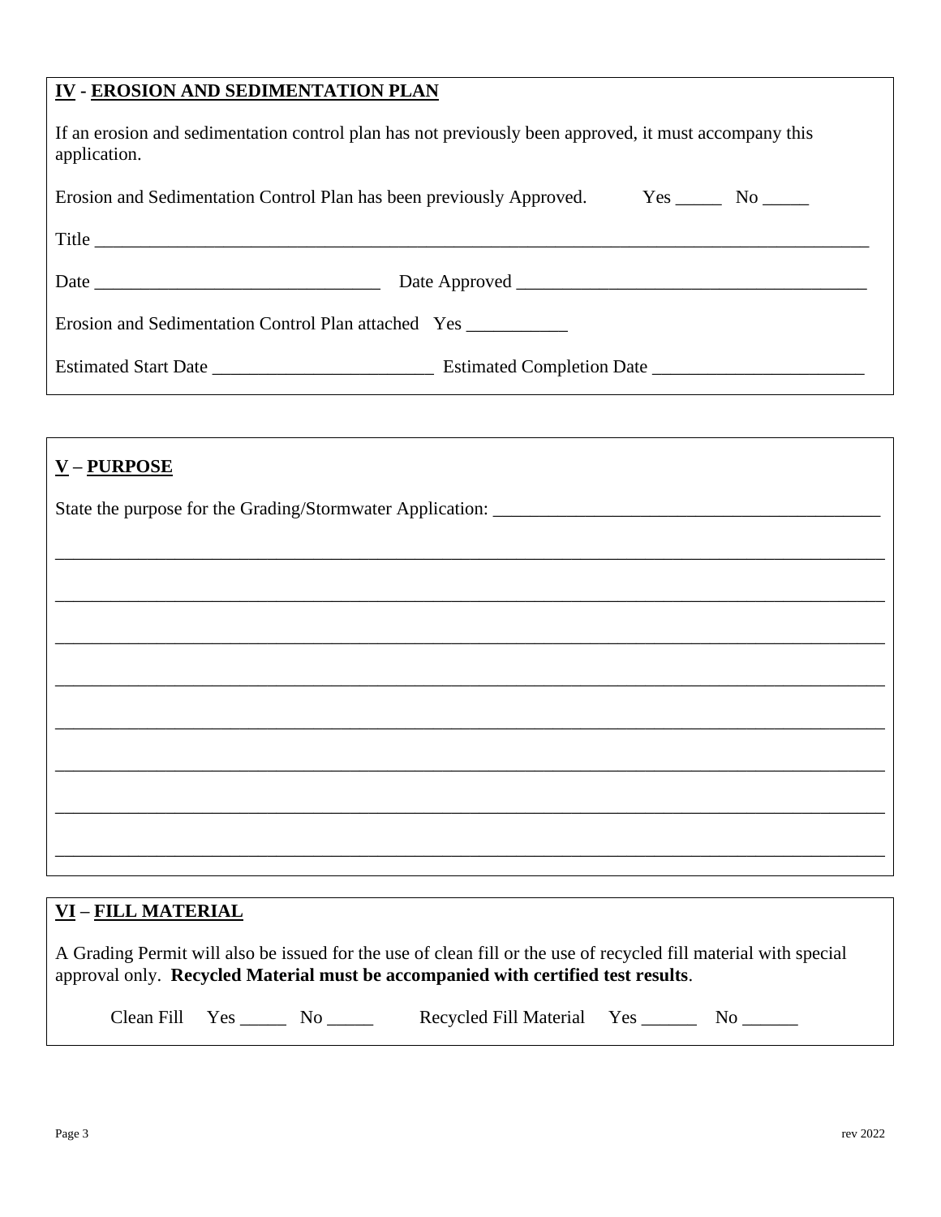## IV - EROSION AND SEDIMENTATION PLAN

If an erosion and sedimentation control plan has not previously been approved, it must accompany this application.

Erosion and Sedimentation Control Plan has been previously Approved. Yes _____ No _____

Title ______________________________________________________________________________________

Date _______________________________ Date Approved ______________________________________

Erosion and Sedimentation Control Plan attached Yes ___________

Estimated Start Date ________________________ Estimated Completion Date _______________________

## V – PURPOSE

State the purpose for the Grading/Stormwater Application: ___________________________________________

_____________________________________________________________________________________________

_____________________________________________________________________________________________

_____________________________________________________________________________________________

_____________________________________________________________________________________________

_____________________________________________________________________________________________

_____________________________________________________________________________________________

_____________________________________________________________________________________________

_____________________________________________________________________________________________

## VI – FILL MATERIAL

A Grading Permit will also be issued for the use of clean fill or the use of recycled fill material with special approval only. **Recycled Material must be accompanied with certified test results**.

Clean Fill Yes _____ No _____ Recycled Fill Material Yes ______ No ______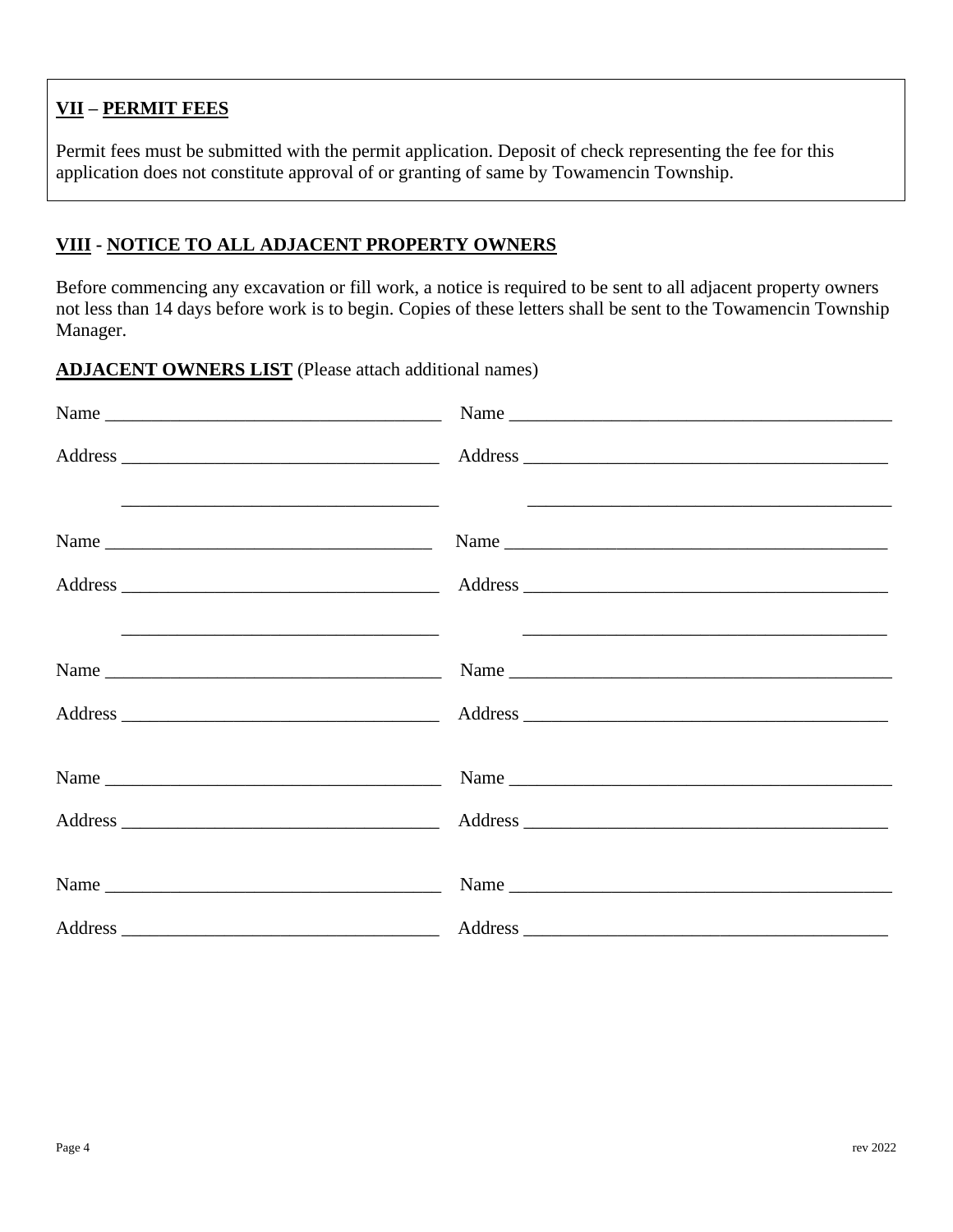## VII – PERMIT FEES

Permit fees must be submitted with the permit application. Deposit of check representing the fee for this application does not constitute approval of or granting of same by Towamencin Township.

## VIII - NOTICE TO ALL ADJACENT PROPERTY OWNERS

Before commencing any excavation or fill work, a notice is required to be sent to all adjacent property owners not less than 14 days before work is to begin. Copies of these letters shall be sent to the Towamencin Township Manager.

**ADJACENT OWNERS LIST** (Please attach additional names)

Name ____________________________________ Name ________________________________________

Address __________________________________ Address ______________________________________

__________________________________ ________________________________________

Name ____________________________________ Name ________________________________________

Address __________________________________ Address ______________________________________

__________________________________ ________________________________________

Name ____________________________________ Name ________________________________________

Address __________________________________ Address ______________________________________

Name ____________________________________ Name ________________________________________

Address __________________________________ Address ______________________________________

Name ____________________________________ Name ________________________________________

Address __________________________________ Address ______________________________________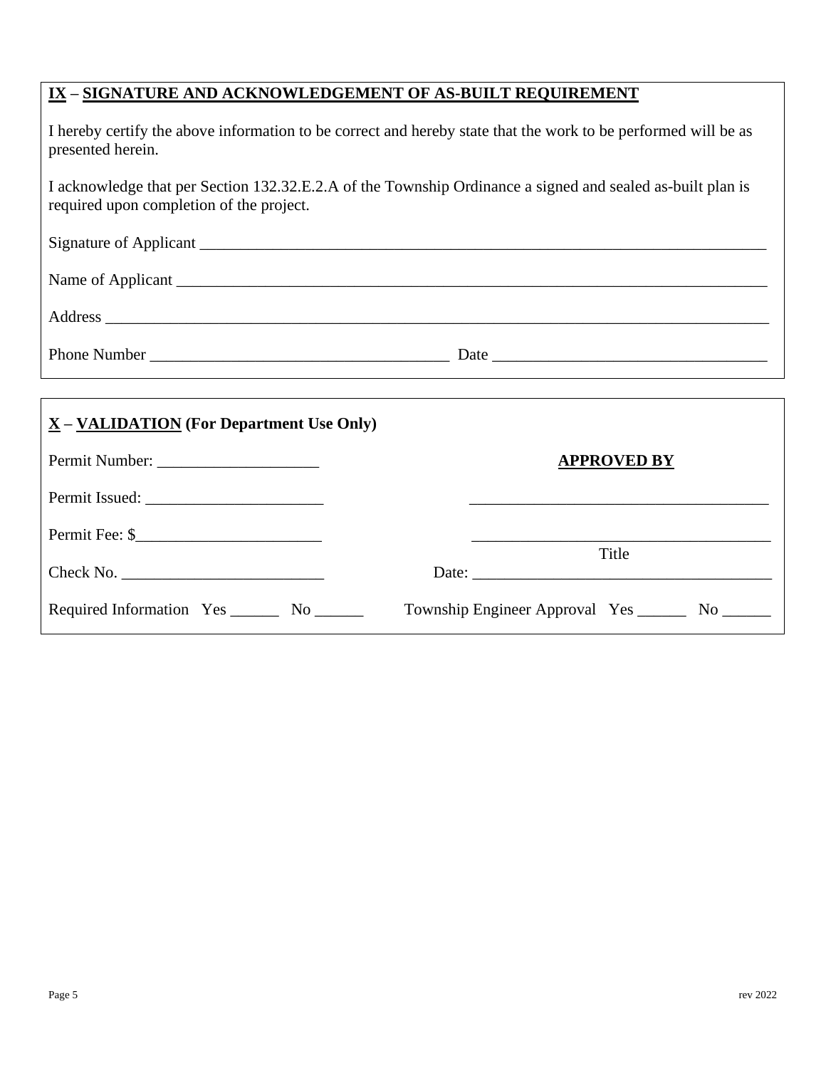## IX – SIGNATURE AND ACKNOWLEDGEMENT OF AS-BUILT REQUIREMENT

I hereby certify the above information to be correct and hereby state that the work to be performed will be as presented herein.

I acknowledge that per Section 132.32.E.2.A of the Township Ordinance a signed and sealed as-built plan is required upon completion of the project.

Signature of Applicant ___________________________________________

Name of Applicant ___________________________________________

Address ___________________________________________

Phone Number ______________________ Date ______________________

## X – VALIDATION (For Department Use Only)

Permit Number: ____________________

Permit Issued: ____________________

Permit Fee: $____________________

Check No. ____________________

Required Information Yes ______ No ______

**APPROVED BY**

____________________________________

____________________________________

Title

Date: ____________________________________

Township Engineer Approval Yes ______ No ______

rev 2022